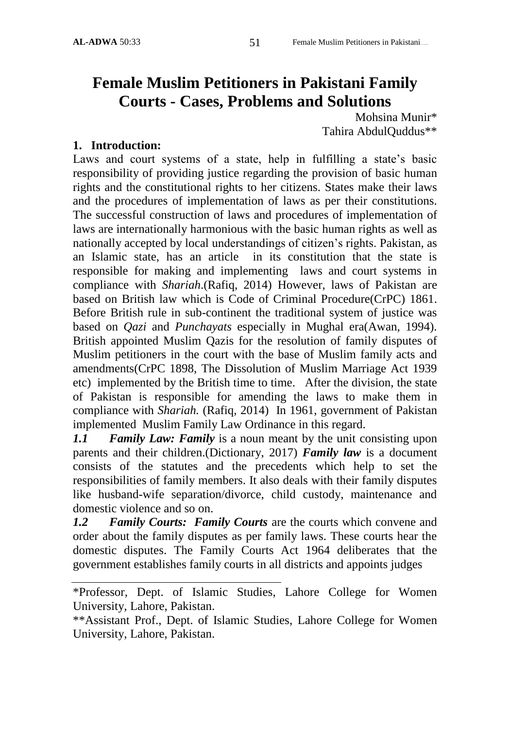# Female Muslim Petitioners in Pakistani Family Courts - Cases, Problems and Solutions

Mohsina Munir*
Tahira AbdulQuddus**

## 1. Introduction:

Laws and court systems of a state, help in fulfilling a state's basic responsibility of providing justice regarding the provision of basic human rights and the constitutional rights to her citizens. States make their laws and the procedures of implementation of laws as per their constitutions. The successful construction of laws and procedures of implementation of laws are internationally harmonious with the basic human rights as well as nationally accepted by local understandings of citizen's rights. Pakistan, as an Islamic state, has an article in its constitution that the state is responsible for making and implementing laws and court systems in compliance with *Shariah*.(Rafiq, 2014) However, laws of Pakistan are based on British law which is Code of Criminal Procedure(CrPC) 1861. Before British rule in sub-continent the traditional system of justice was based on *Qazi* and *Punchayats* especially in Mughal era(Awan, 1994). British appointed Muslim Qazis for the resolution of family disputes of Muslim petitioners in the court with the base of Muslim family acts and amendments(CrPC 1898, The Dissolution of Muslim Marriage Act 1939 etc) implemented by the British time to time. After the division, the state of Pakistan is responsible for amending the laws to make them in compliance with *Shariah.* (Rafiq, 2014) In 1961, government of Pakistan implemented Muslim Family Law Ordinance in this regard.

***1.1 Family Law: Family*** is a noun meant by the unit consisting upon parents and their children.(Dictionary, 2017) ***Family law*** is a document consists of the statutes and the precedents which help to set the responsibilities of family members. It also deals with their family disputes like husband-wife separation/divorce, child custody, maintenance and domestic violence and so on.

***1.2 Family Courts: Family Courts*** are the courts which convene and order about the family disputes as per family laws. These courts hear the domestic disputes. The Family Courts Act 1964 deliberates that the government establishes family courts in all districts and appoints judges

---

*Professor, Dept. of Islamic Studies, Lahore College for Women University, Lahore, Pakistan.

**Assistant Prof., Dept. of Islamic Studies, Lahore College for Women University, Lahore, Pakistan.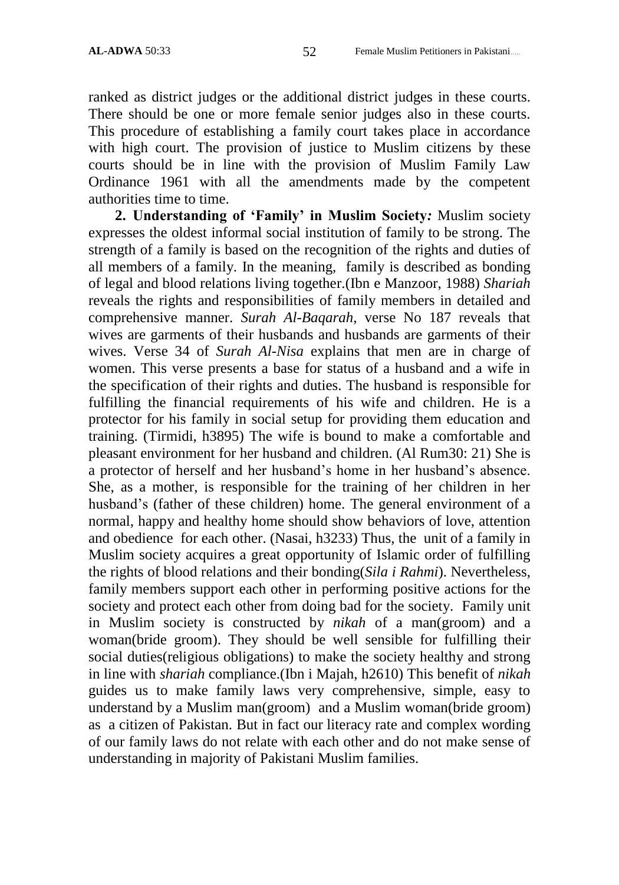ranked as district judges or the additional district judges in these courts. There should be one or more female senior judges also in these courts. This procedure of establishing a family court takes place in accordance with high court. The provision of justice to Muslim citizens by these courts should be in line with the provision of Muslim Family Law Ordinance 1961 with all the amendments made by the competent authorities time to time.

**2. Understanding of 'Family' in Muslim Society***:* Muslim society expresses the oldest informal social institution of family to be strong. The strength of a family is based on the recognition of the rights and duties of all members of a family. In the meaning, family is described as bonding of legal and blood relations living together.(Ibn e Manzoor, 1988) *Shariah* reveals the rights and responsibilities of family members in detailed and comprehensive manner. *Surah Al-Baqarah*, verse No 187 reveals that wives are garments of their husbands and husbands are garments of their wives. Verse 34 of *Surah Al-Nisa* explains that men are in charge of women. This verse presents a base for status of a husband and a wife in the specification of their rights and duties. The husband is responsible for fulfilling the financial requirements of his wife and children. He is a protector for his family in social setup for providing them education and training. (Tirmidi, h3895) The wife is bound to make a comfortable and pleasant environment for her husband and children. (Al Rum30: 21) She is a protector of herself and her husband's home in her husband's absence. She, as a mother, is responsible for the training of her children in her husband's (father of these children) home. The general environment of a normal, happy and healthy home should show behaviors of love, attention and obedience for each other. (Nasai, h3233) Thus, the unit of a family in Muslim society acquires a great opportunity of Islamic order of fulfilling the rights of blood relations and their bonding(*Sila i Rahmi*). Nevertheless, family members support each other in performing positive actions for the society and protect each other from doing bad for the society. Family unit in Muslim society is constructed by *nikah* of a man(groom) and a woman(bride groom). They should be well sensible for fulfilling their social duties(religious obligations) to make the society healthy and strong in line with *shariah* compliance.(Ibn i Majah, h2610) This benefit of *nikah* guides us to make family laws very comprehensive, simple, easy to understand by a Muslim man(groom) and a Muslim woman(bride groom) as a citizen of Pakistan. But in fact our literacy rate and complex wording of our family laws do not relate with each other and do not make sense of understanding in majority of Pakistani Muslim families.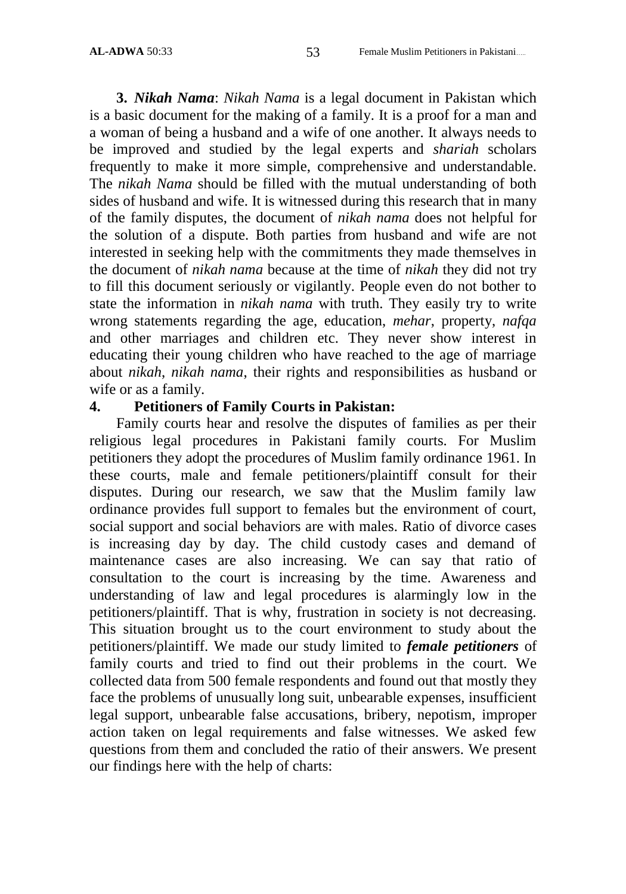**3. *Nikah Nama*:** *Nikah Nama* is a legal document in Pakistan which is a basic document for the making of a family. It is a proof for a man and a woman of being a husband and a wife of one another. It always needs to be improved and studied by the legal experts and *shariah* scholars frequently to make it more simple, comprehensive and understandable. The *nikah Nama* should be filled with the mutual understanding of both sides of husband and wife. It is witnessed during this research that in many of the family disputes, the document of *nikah nama* does not helpful for the solution of a dispute. Both parties from husband and wife are not interested in seeking help with the commitments they made themselves in the document of *nikah nama* because at the time of *nikah* they did not try to fill this document seriously or vigilantly. People even do not bother to state the information in *nikah nama* with truth. They easily try to write wrong statements regarding the age, education, *mehar*, property, *nafqa* and other marriages and children etc. They never show interest in educating their young children who have reached to the age of marriage about *nikah*, *nikah nama*, their rights and responsibilities as husband or wife or as a family.

## 4. Petitioners of Family Courts in Pakistan:

Family courts hear and resolve the disputes of families as per their religious legal procedures in Pakistani family courts. For Muslim petitioners they adopt the procedures of Muslim family ordinance 1961. In these courts, male and female petitioners/plaintiff consult for their disputes. During our research, we saw that the Muslim family law ordinance provides full support to females but the environment of court, social support and social behaviors are with males. Ratio of divorce cases is increasing day by day. The child custody cases and demand of maintenance cases are also increasing. We can say that ratio of consultation to the court is increasing by the time. Awareness and understanding of law and legal procedures is alarmingly low in the petitioners/plaintiff. That is why, frustration in society is not decreasing. This situation brought us to the court environment to study about the petitioners/plaintiff. We made our study limited to ***female petitioners*** of family courts and tried to find out their problems in the court. We collected data from 500 female respondents and found out that mostly they face the problems of unusually long suit, unbearable expenses, insufficient legal support, unbearable false accusations, bribery, nepotism, improper action taken on legal requirements and false witnesses. We asked few questions from them and concluded the ratio of their answers. We present our findings here with the help of charts: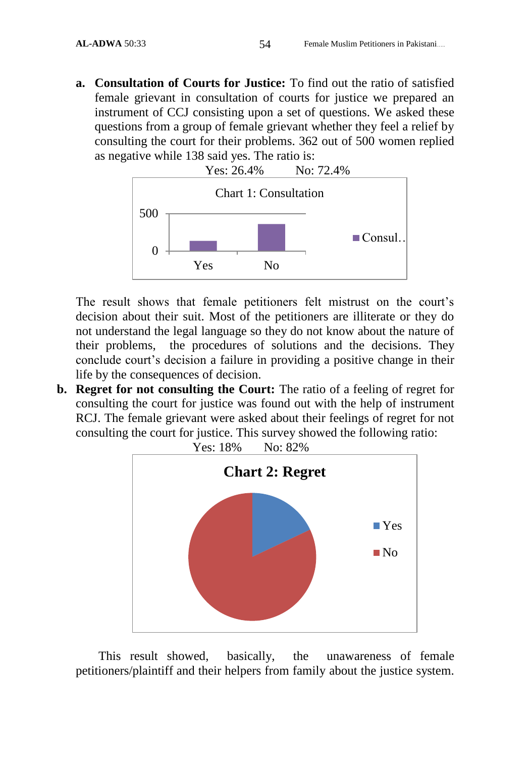a. **Consultation of Courts for Justice:** To find out the ratio of satisfied female grievant in consultation of courts for justice we prepared an instrument of CCJ consisting upon a set of questions. We asked these questions from a group of female grievant whether they feel a relief by consulting the court for their problems. 362 out of 500 women replied as negative while 138 said yes. The ratio is:

Yes: 26.4%      No: 72.4%

Chart 1: Consultation

The result shows that female petitioners felt mistrust on the court's decision about their suit. Most of the petitioners are illiterate or they do not understand the legal language so they do not know about the nature of their problems, the procedures of solutions and the decisions. They conclude court's decision a failure in providing a positive change in their life by the consequences of decision.

b. **Regret for not consulting the Court:** The ratio of a feeling of regret for consulting the court for justice was found out with the help of instrument RCJ. The female grievant were asked about their feelings of regret for not consulting the court for justice. This survey showed the following ratio:

Yes: 18%      No: 82%

**Chart 2: Regret**

This result showed, basically, the unawareness of female petitioners/plaintiff and their helpers from family about the justice system.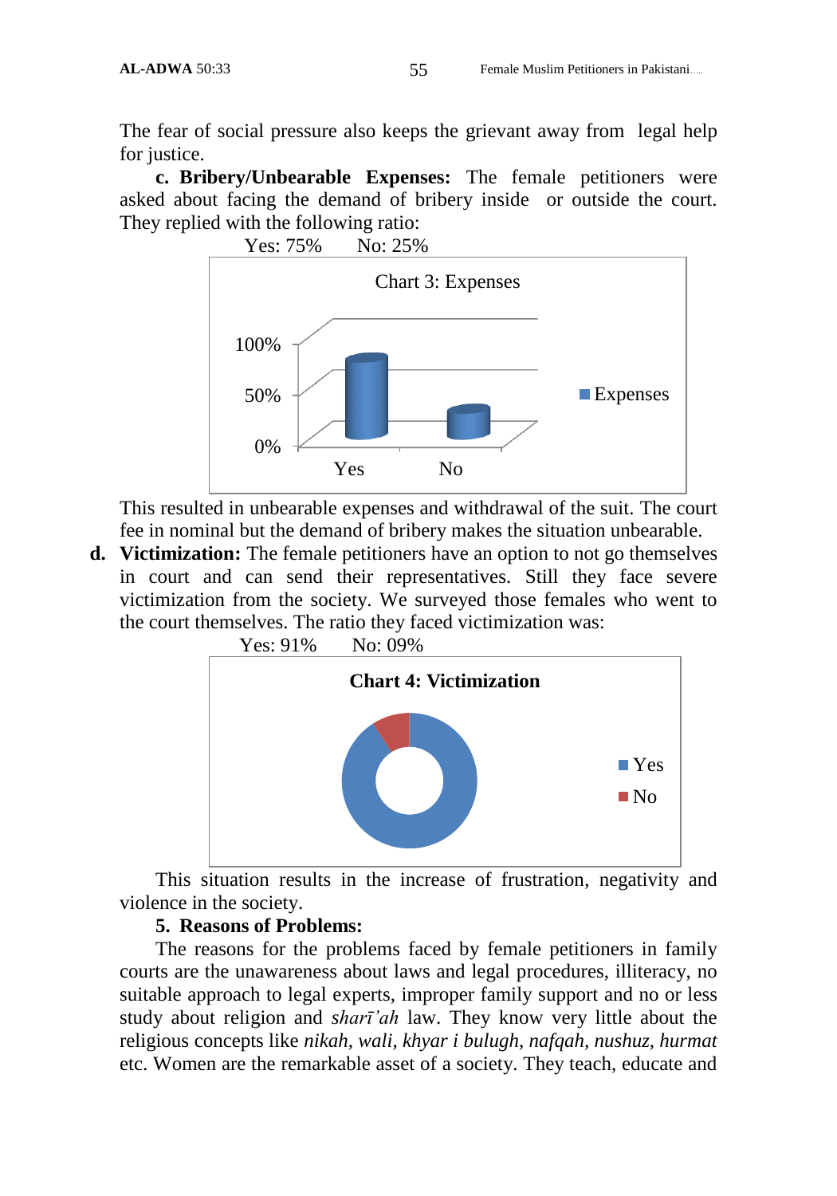The fear of social pressure also keeps the grievant away from legal help for justice.

**c. Bribery/Unbearable Expenses:** The female petitioners were asked about facing the demand of bribery inside or outside the court. They replied with the following ratio:

Yes: 75%  No: 25%

Chart 3: Expenses

This resulted in unbearable expenses and withdrawal of the suit. The court fee in nominal but the demand of bribery makes the situation unbearable.

**d. Victimization:** The female petitioners have an option to not go themselves in court and can send their representatives. Still they face severe victimization from the society. We surveyed those females who went to the court themselves. The ratio they faced victimization was:

Yes: 91%  No: 09%

**Chart 4: Victimization**

This situation results in the increase of frustration, negativity and violence in the society.

### 5. Reasons of Problems:

The reasons for the problems faced by female petitioners in family courts are the unawareness about laws and legal procedures, illiteracy, no suitable approach to legal experts, improper family support and no or less study about religion and *sharī'ah* law. They know very little about the religious concepts like *nikah, wali, khyar i bulugh, nafqah, nushuz, hurmat* etc. Women are the remarkable asset of a society. They teach, educate and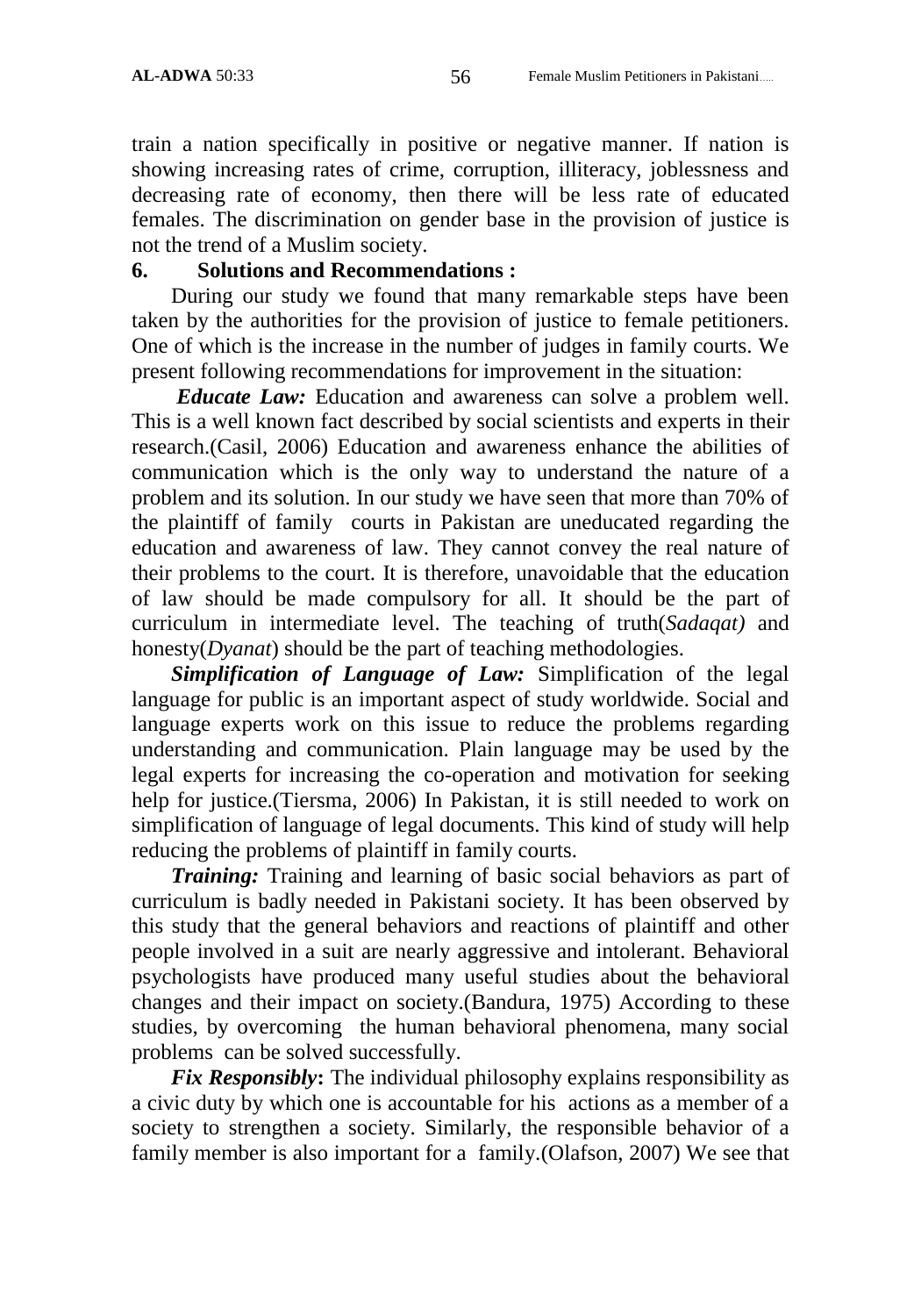train a nation specifically in positive or negative manner. If nation is showing increasing rates of crime, corruption, illiteracy, joblessness and decreasing rate of economy, then there will be less rate of educated females. The discrimination on gender base in the provision of justice is not the trend of a Muslim society.

## 6. Solutions and Recommendations :

During our study we found that many remarkable steps have been taken by the authorities for the provision of justice to female petitioners. One of which is the increase in the number of judges in family courts. We present following recommendations for improvement in the situation:

***Educate Law:*** Education and awareness can solve a problem well. This is a well known fact described by social scientists and experts in their research.(Casil, 2006) Education and awareness enhance the abilities of communication which is the only way to understand the nature of a problem and its solution. In our study we have seen that more than 70% of the plaintiff of family courts in Pakistan are uneducated regarding the education and awareness of law. They cannot convey the real nature of their problems to the court. It is therefore, unavoidable that the education of law should be made compulsory for all. It should be the part of curriculum in intermediate level. The teaching of truth(*Sadaqat)* and honesty(*Dyanat*) should be the part of teaching methodologies.

***Simplification of Language of Law:*** Simplification of the legal language for public is an important aspect of study worldwide. Social and language experts work on this issue to reduce the problems regarding understanding and communication. Plain language may be used by the legal experts for increasing the co-operation and motivation for seeking help for justice.(Tiersma, 2006) In Pakistan, it is still needed to work on simplification of language of legal documents. This kind of study will help reducing the problems of plaintiff in family courts.

***Training:*** Training and learning of basic social behaviors as part of curriculum is badly needed in Pakistani society. It has been observed by this study that the general behaviors and reactions of plaintiff and other people involved in a suit are nearly aggressive and intolerant. Behavioral psychologists have produced many useful studies about the behavioral changes and their impact on society.(Bandura, 1975) According to these studies, by overcoming the human behavioral phenomena, many social problems can be solved successfully.

***Fix Responsibly*:** The individual philosophy explains responsibility as a civic duty by which one is accountable for his actions as a member of a society to strengthen a society. Similarly, the responsible behavior of a family member is also important for a family.(Olafson, 2007) We see that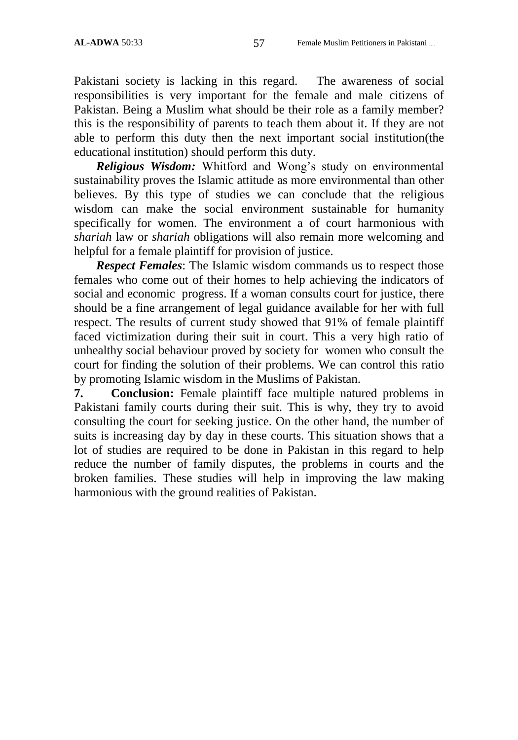Pakistani society is lacking in this regard. The awareness of social responsibilities is very important for the female and male citizens of Pakistan. Being a Muslim what should be their role as a family member? this is the responsibility of parents to teach them about it. If they are not able to perform this duty then the next important social institution(the educational institution) should perform this duty.

***Religious Wisdom:*** Whitford and Wong's study on environmental sustainability proves the Islamic attitude as more environmental than other believes. By this type of studies we can conclude that the religious wisdom can make the social environment sustainable for humanity specifically for women. The environment a of court harmonious with *shariah* law or *shariah* obligations will also remain more welcoming and helpful for a female plaintiff for provision of justice.

***Respect Females***: The Islamic wisdom commands us to respect those females who come out of their homes to help achieving the indicators of social and economic progress. If a woman consults court for justice, there should be a fine arrangement of legal guidance available for her with full respect. The results of current study showed that 91% of female plaintiff faced victimization during their suit in court. This a very high ratio of unhealthy social behaviour proved by society for women who consult the court for finding the solution of their problems. We can control this ratio by promoting Islamic wisdom in the Muslims of Pakistan.

**7. Conclusion:** Female plaintiff face multiple natured problems in Pakistani family courts during their suit. This is why, they try to avoid consulting the court for seeking justice. On the other hand, the number of suits is increasing day by day in these courts. This situation shows that a lot of studies are required to be done in Pakistan in this regard to help reduce the number of family disputes, the problems in courts and the broken families. These studies will help in improving the law making harmonious with the ground realities of Pakistan.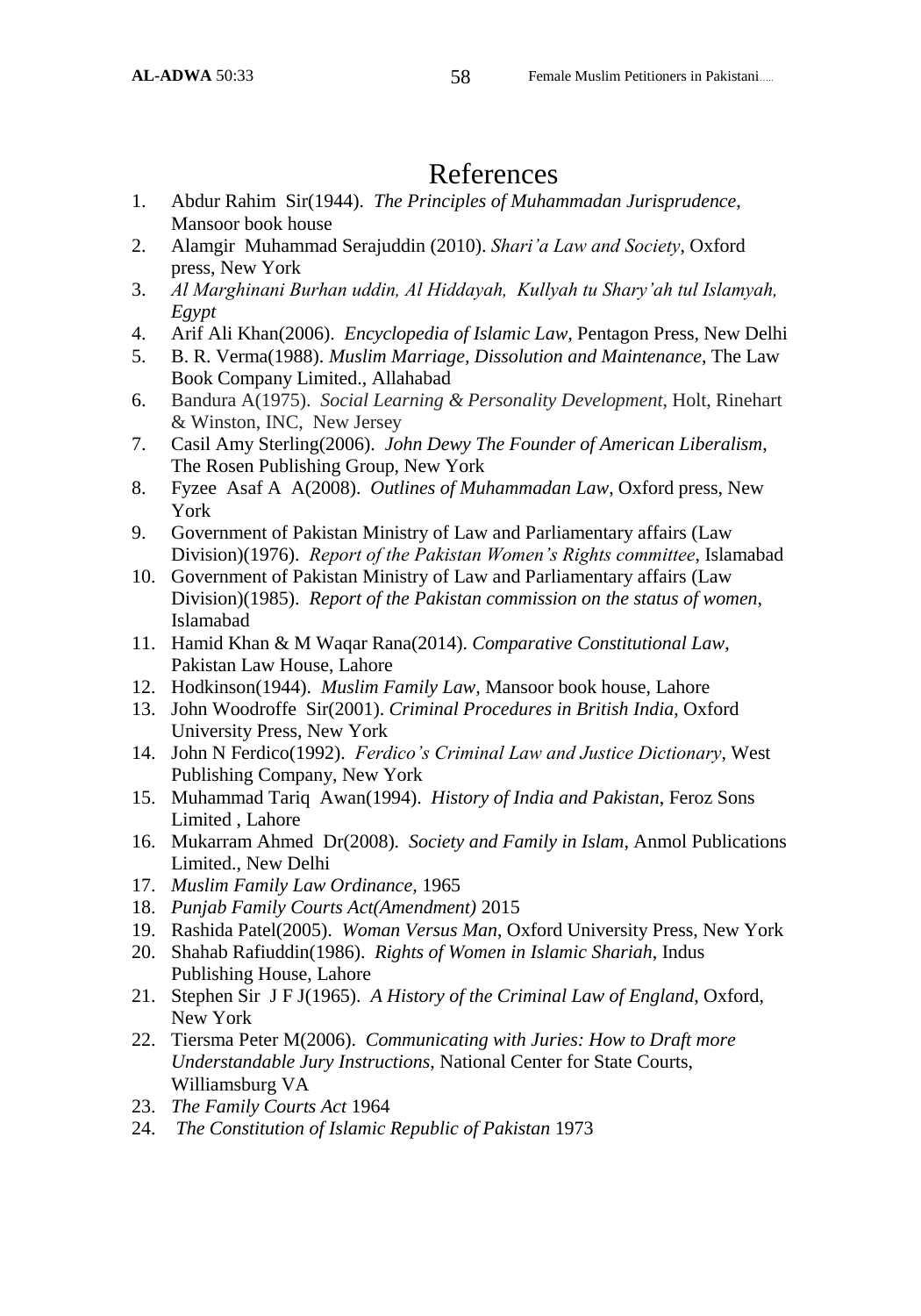# References

1. Abdur Rahim Sir(1944). *The Principles of Muhammadan Jurisprudence*, Mansoor book house
2. Alamgir Muhammad Serajuddin (2010). *Shari'a Law and Society*, Oxford press, New York
3. *Al Marghinani Burhan uddin, Al Hiddayah, Kullyah tu Shary'ah tul Islamyah, Egypt*
4. Arif Ali Khan(2006). *Encyclopedia of Islamic Law*, Pentagon Press, New Delhi
5. B. R. Verma(1988). *Muslim Marriage, Dissolution and Maintenance*, The Law Book Company Limited., Allahabad
6. Bandura A(1975). *Social Learning & Personality Development*, Holt, Rinehart & Winston, INC, New Jersey
7. Casil Amy Sterling(2006). *John Dewy The Founder of American Liberalism*, The Rosen Publishing Group, New York
8. Fyzee Asaf A A(2008). *Outlines of Muhammadan Law*, Oxford press, New York
9. Government of Pakistan Ministry of Law and Parliamentary affairs (Law Division)(1976). *Report of the Pakistan Women's Rights committee*, Islamabad
10. Government of Pakistan Ministry of Law and Parliamentary affairs (Law Division)(1985). *Report of the Pakistan commission on the status of women*, Islamabad
11. Hamid Khan & M Waqar Rana(2014). *Comparative Constitutional Law*, Pakistan Law House, Lahore
12. Hodkinson(1944). *Muslim Family Law*, Mansoor book house, Lahore
13. John Woodroffe Sir(2001). *Criminal Procedures in British India*, Oxford University Press, New York
14. John N Ferdico(1992). *Ferdico's Criminal Law and Justice Dictionary*, West Publishing Company, New York
15. Muhammad Tariq Awan(1994). *History of India and Pakistan*, Feroz Sons Limited , Lahore
16. Mukarram Ahmed Dr(2008). *Society and Family in Islam*, Anmol Publications Limited., New Delhi
17. *Muslim Family Law Ordinance,* 1965
18. *Punjab Family Courts Act(Amendment)* 2015
19. Rashida Patel(2005). *Woman Versus Man*, Oxford University Press, New York
20. Shahab Rafiuddin(1986). *Rights of Women in Islamic Shariah*, Indus Publishing House, Lahore
21. Stephen Sir J F J(1965). *A History of the Criminal Law of England*, Oxford, New York
22. Tiersma Peter M(2006). *Communicating with Juries: How to Draft more Understandable Jury Instructions*, National Center for State Courts, Williamsburg VA
23. *The Family Courts Act* 1964
24. *The Constitution of Islamic Republic of Pakistan* 1973